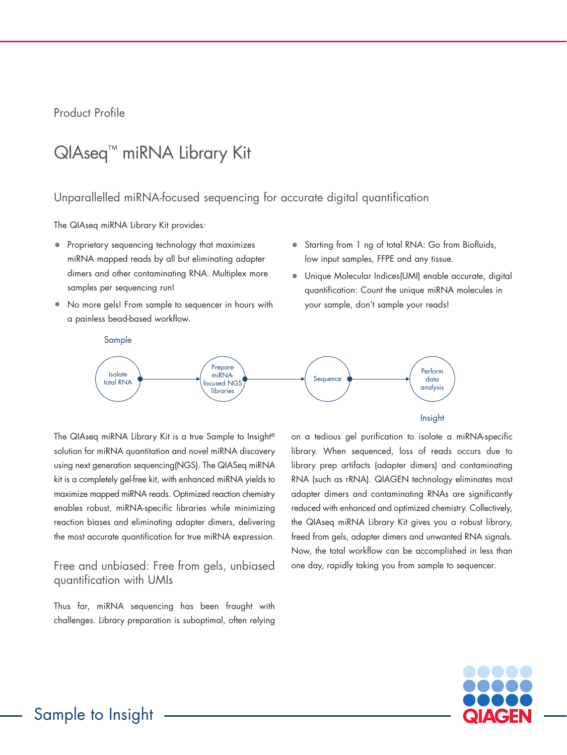Product Profile

# QIAseq™ miRNA Library Kit

## Unparallelled miRNA-focused sequencing for accurate digital quantification

The QIAseq miRNA Library Kit provides:

- Proprietary sequencing technology that maximizes miRNA mapped reads by all but eliminating adapter dimers and other contaminating RNA. Multiplex more samples per sequencing run!
- No more gels! From sample to sequencer in hours with a painless bead-based workflow.
- Starting from 1 ng of total RNA: Go from Biofluids, low input samples, FFPE and any tissue.
- Unique Molecular Indices(UMI) enable accurate, digital quantification: Count the unique miRNA molecules in your sample, don't sample your reads!

Sample → Isolate total RNA → Prepare miRNA-focused NGS libraries → Sequence → Perform data analysis → Insight

The QIAseq miRNA Library Kit is a true Sample to Insight® solution for miRNA quantitation and novel miRNA discovery using next generation sequencing(NGS). The QIASeq miRNA kit is a completely gel-free kit, with enhanced miRNA yields to maximize mapped miRNA reads. Optimized reaction chemistry enables robust, miRNA-specific libraries while minimizing reaction biases and eliminating adapter dimers, delivering the most accurate quantification for true miRNA expression.

## Free and unbiased: Free from gels, unbiased quantification with UMIs

Thus far, miRNA sequencing has been fraught with challenges. Library preparation is suboptimal, often relying on a tedious gel purification to isolate a miRNA-specific library. When sequenced, loss of reads occurs due to library prep artifacts (adapter dimers) and contaminating RNA (such as rRNA). QIAGEN technology eliminates most adapter dimers and contaminating RNAs are significantly reduced with enhanced and optimized chemistry. Collectively, the QIAseq miRNA Library Kit gives you a robust library, freed from gels, adapter dimers and unwanted RNA signals. Now, the total workflow can be accomplished in less than one day, rapidly taking you from sample to sequencer.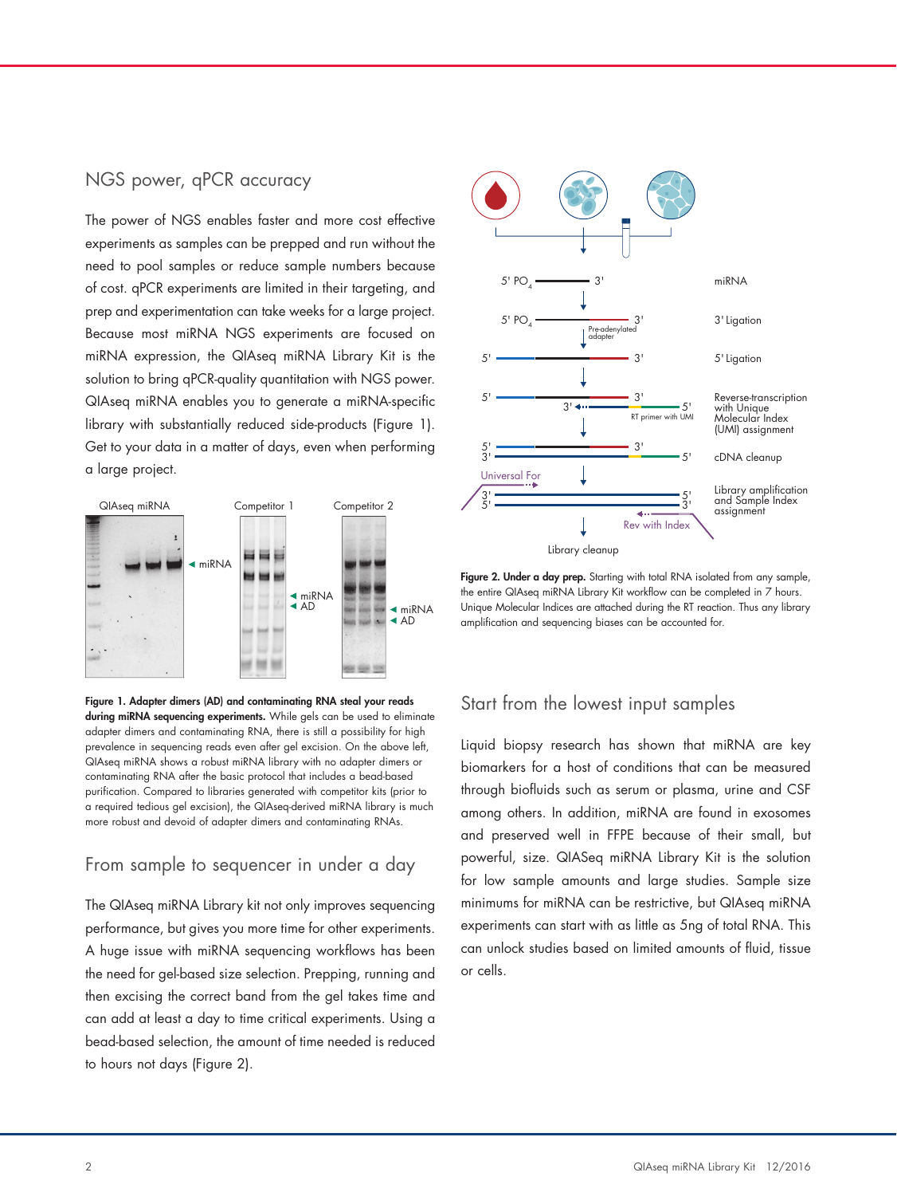## NGS power, qPCR accuracy

The power of NGS enables faster and more cost effective experiments as samples can be prepped and run without the need to pool samples or reduce sample numbers because of cost. qPCR experiments are limited in their targeting, and prep and experimentation can take weeks for a large project. Because most miRNA NGS experiments are focused on miRNA expression, the QIAseq miRNA Library Kit is the solution to bring qPCR-quality quantitation with NGS power. QIAseq miRNA enables you to generate a miRNA-specific library with substantially reduced side-products (Figure 1). Get to your data in a matter of days, even when performing a large project.

**Figure 1. Adapter dimers (AD) and contaminating RNA steal your reads during miRNA sequencing experiments.** While gels can be used to eliminate adapter dimers and contaminating RNA, there is still a possibility for high prevalence in sequencing reads even after gel excision. On the above left, QIAseq miRNA shows a robust miRNA library with no adapter dimers or contaminating RNA after the basic protocol that includes a bead-based purification. Compared to libraries generated with competitor kits (prior to a required tedious gel excision), the QIAseq-derived miRNA library is much more robust and devoid of adapter dimers and contaminating RNAs.

## From sample to sequencer in under a day

The QIAseq miRNA Library kit not only improves sequencing performance, but gives you more time for other experiments. A huge issue with miRNA sequencing workflows has been the need for gel-based size selection. Prepping, running and then excising the correct band from the gel takes time and can add at least a day to time critical experiments. Using a bead-based selection, the amount of time needed is reduced to hours not days (Figure 2).

**Figure 2. Under a day prep.** Starting with total RNA isolated from any sample, the entire QIAseq miRNA Library Kit workflow can be completed in 7 hours. Unique Molecular Indices are attached during the RT reaction. Thus any library amplification and sequencing biases can be accounted for.

## Start from the lowest input samples

Liquid biopsy research has shown that miRNA are key biomarkers for a host of conditions that can be measured through biofluids such as serum or plasma, urine and CSF among others. In addition, miRNA are found in exosomes and preserved well in FFPE because of their small, but powerful, size. QIASeq miRNA Library Kit is the solution for low sample amounts and large studies. Sample size minimums for miRNA can be restrictive, but QIAseq miRNA experiments can start with as little as 5ng of total RNA. This can unlock studies based on limited amounts of fluid, tissue or cells.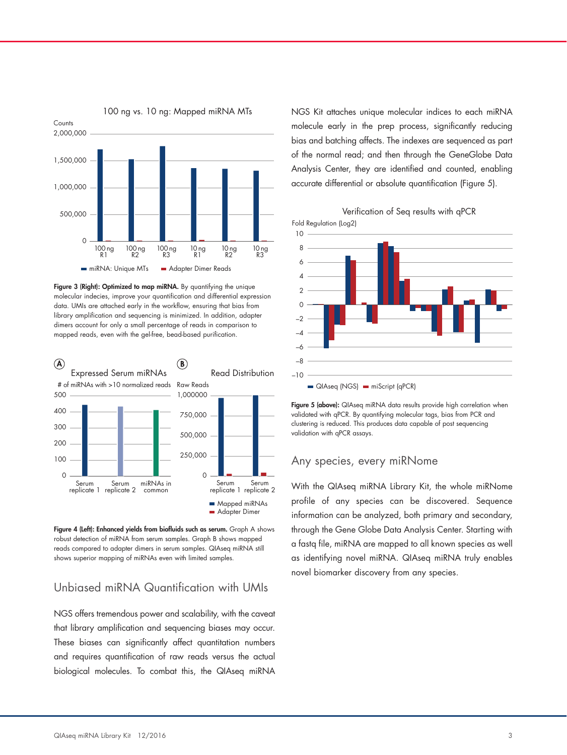Figure 3 (Right): **Optimized to map miRNA.** By quantifying the unique molecular indecies, improve your quantification and differential expression data. UMIs are attached early in the workflow, ensuring that bias from library amplification and sequencing is minimized. In addition, adapter dimers account for only a small percentage of reads in comparison to mapped reads, even with the gel-free, bead-based purification.

**Figure 4 (Left): Enhanced yields from biofluids such as serum.** Graph A shows robust detection of miRNA from serum samples. Graph B shows mapped reads compared to adapter dimers in serum samples. QIAseq miRNA still shows superior mapping of miRNAs even with limited samples.

## Unbiased miRNA Quantification with UMIs

NGS offers tremendous power and scalability, with the caveat that library amplification and sequencing biases may occur. These biases can significantly affect quantitation numbers and requires quantification of raw reads versus the actual biological molecules. To combat this, the QIAseq miRNA NGS Kit attaches unique molecular indices to each miRNA molecule early in the prep process, significantly reducing bias and batching affects. The indexes are sequenced as part of the normal read; and then through the GeneGlobe Data Analysis Center, they are identified and counted, enabling accurate differential or absolute quantification (Figure 5).

**Figure 5 (above):** QIAseq miRNA data results provide high correlation when validated with qPCR. By quantifying molecular tags, bias from PCR and clustering is reduced. This produces data capable of post sequencing validation with qPCR assays.

## Any species, every miRNome

With the QIAseq miRNA Library Kit, the whole miRNome profile of any species can be discovered. Sequence information can be analyzed, both primary and secondary, through the Gene Globe Data Analysis Center. Starting with a fastq file, miRNA are mapped to all known species as well as identifying novel miRNA. QIAseq miRNA truly enables novel biomarker discovery from any species.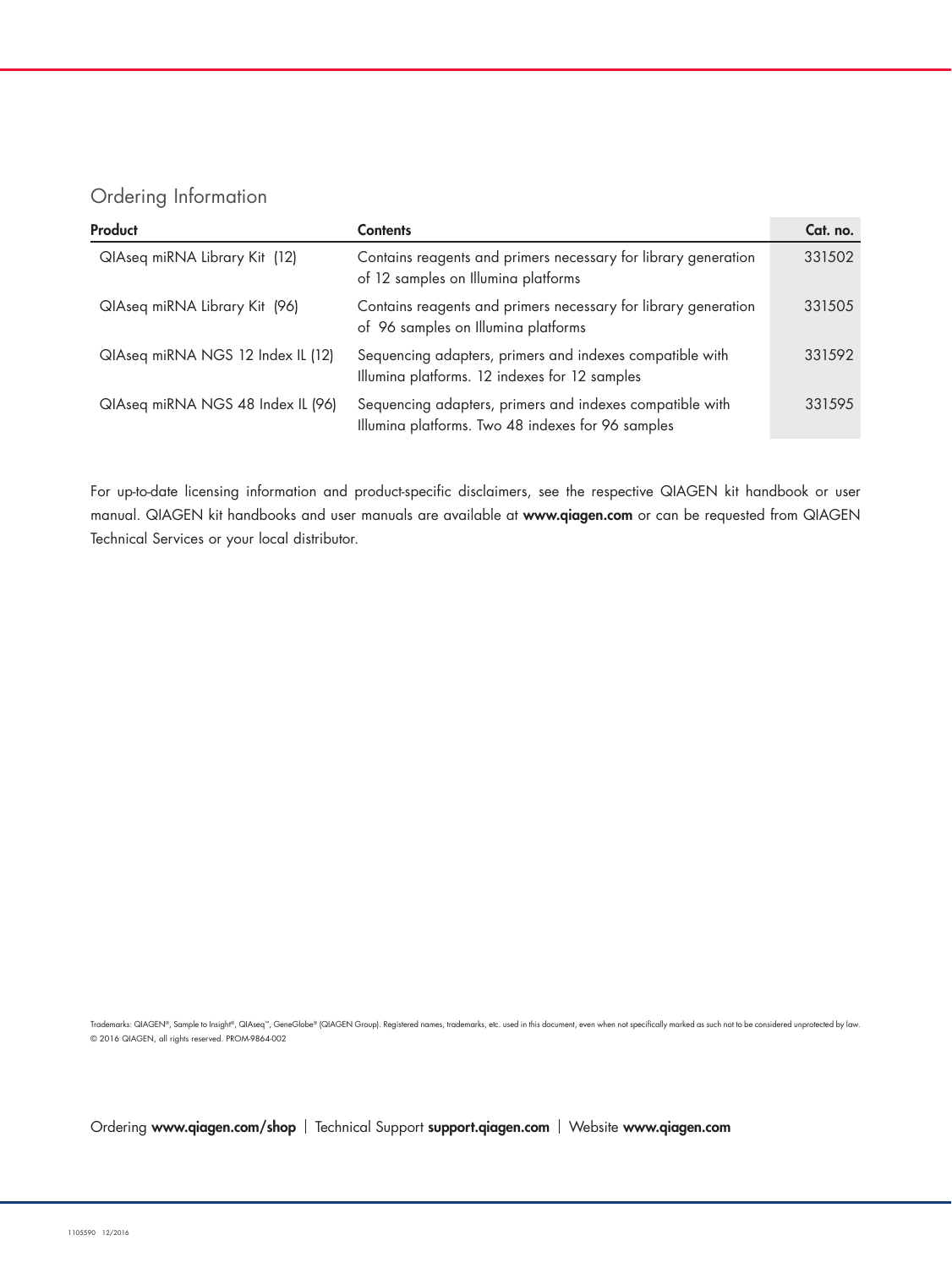## Ordering Information

| Product | Contents | Cat. no. |
| --- | --- | --- |
| QIAseq miRNA Library Kit (12) | Contains reagents and primers necessary for library generation of 12 samples on Illumina platforms | 331502 |
| QIAseq miRNA Library Kit (96) | Contains reagents and primers necessary for library generation of 96 samples on Illumina platforms | 331505 |
| QIAseq miRNA NGS 12 Index IL (12) | Sequencing adapters, primers and indexes compatible with Illumina platforms. 12 indexes for 12 samples | 331592 |
| QIAseq miRNA NGS 48 Index IL (96) | Sequencing adapters, primers and indexes compatible with Illumina platforms. Two 48 indexes for 96 samples | 331595 |

For up-to-date licensing information and product-specific disclaimers, see the respective QIAGEN kit handbook or user manual. QIAGEN kit handbooks and user manuals are available at **www.qiagen.com** or can be requested from QIAGEN Technical Services or your local distributor.

Trademarks: QIAGEN®, Sample to Insight®, QIAseq™, GeneGlobe® (QIAGEN Group). Registered names, trademarks, etc. used in this document, even when not specifically marked as such not to be considered unprotected by law.
© 2016 QIAGEN, all rights reserved. PROM-9864-002

Ordering **www.qiagen.com/shop** | Technical Support **support.qiagen.com** | Website **www.qiagen.com**

1105590 12/2016